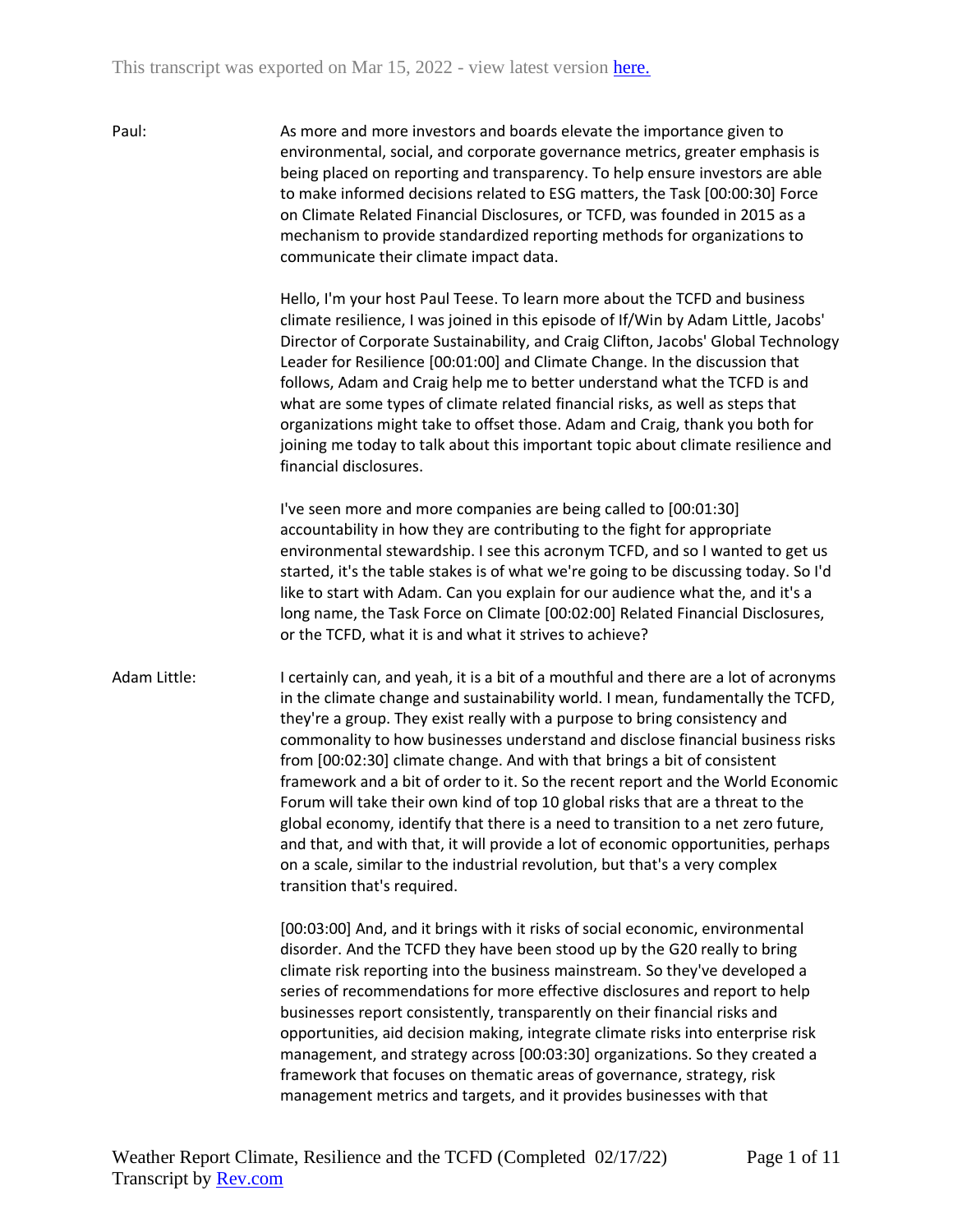This transcript was exported on Mar 15, 2022 - view latest version [here.](#)

Paul: As more and more investors and boards elevate the importance given to environmental, social, and corporate governance metrics, greater emphasis is being placed on reporting and transparency. To help ensure investors are able to make informed decisions related to ESG matters, the Task [00:00:30] Force on Climate Related Financial Disclosures, or TCFD, was founded in 2015 as a mechanism to provide standardized reporting methods for organizations to communicate their climate impact data.

Hello, I'm your host Paul Teese. To learn more about the TCFD and business climate resilience, I was joined in this episode of If/Win by Adam Little, Jacobs' Director of Corporate Sustainability, and Craig Clifton, Jacobs' Global Technology Leader for Resilience [00:01:00] and Climate Change. In the discussion that follows, Adam and Craig help me to better understand what the TCFD is and what are some types of climate related financial risks, as well as steps that organizations might take to offset those. Adam and Craig, thank you both for joining me today to talk about this important topic about climate resilience and financial disclosures.

I've seen more and more companies are being called to [00:01:30] accountability in how they are contributing to the fight for appropriate environmental stewardship. I see this acronym TCFD, and so I wanted to get us started, it's the table stakes is of what we're going to be discussing today. So I'd like to start with Adam. Can you explain for our audience what the, and it's a long name, the Task Force on Climate [00:02:00] Related Financial Disclosures, or the TCFD, what it is and what it strives to achieve?

Adam Little: I certainly can, and yeah, it is a bit of a mouthful and there are a lot of acronyms in the climate change and sustainability world. I mean, fundamentally the TCFD, they're a group. They exist really with a purpose to bring consistency and commonality to how businesses understand and disclose financial business risks from [00:02:30] climate change. And with that brings a bit of consistent framework and a bit of order to it. So the recent report and the World Economic Forum will take their own kind of top 10 global risks that are a threat to the global economy, identify that there is a need to transition to a net zero future, and that, and with that, it will provide a lot of economic opportunities, perhaps on a scale, similar to the industrial revolution, but that's a very complex transition that's required.

[00:03:00] And, and it brings with it risks of social economic, environmental disorder. And the TCFD they have been stood up by the G20 really to bring climate risk reporting into the business mainstream. So they've developed a series of recommendations for more effective disclosures and report to help businesses report consistently, transparently on their financial risks and opportunities, aid decision making, integrate climate risks into enterprise risk management, and strategy across [00:03:30] organizations. So they created a framework that focuses on thematic areas of governance, strategy, risk management metrics and targets, and it provides businesses with that

Weather Report Climate, Resilience and the TCFD (Completed 02/17/22)
Transcript by [Rev.com](#)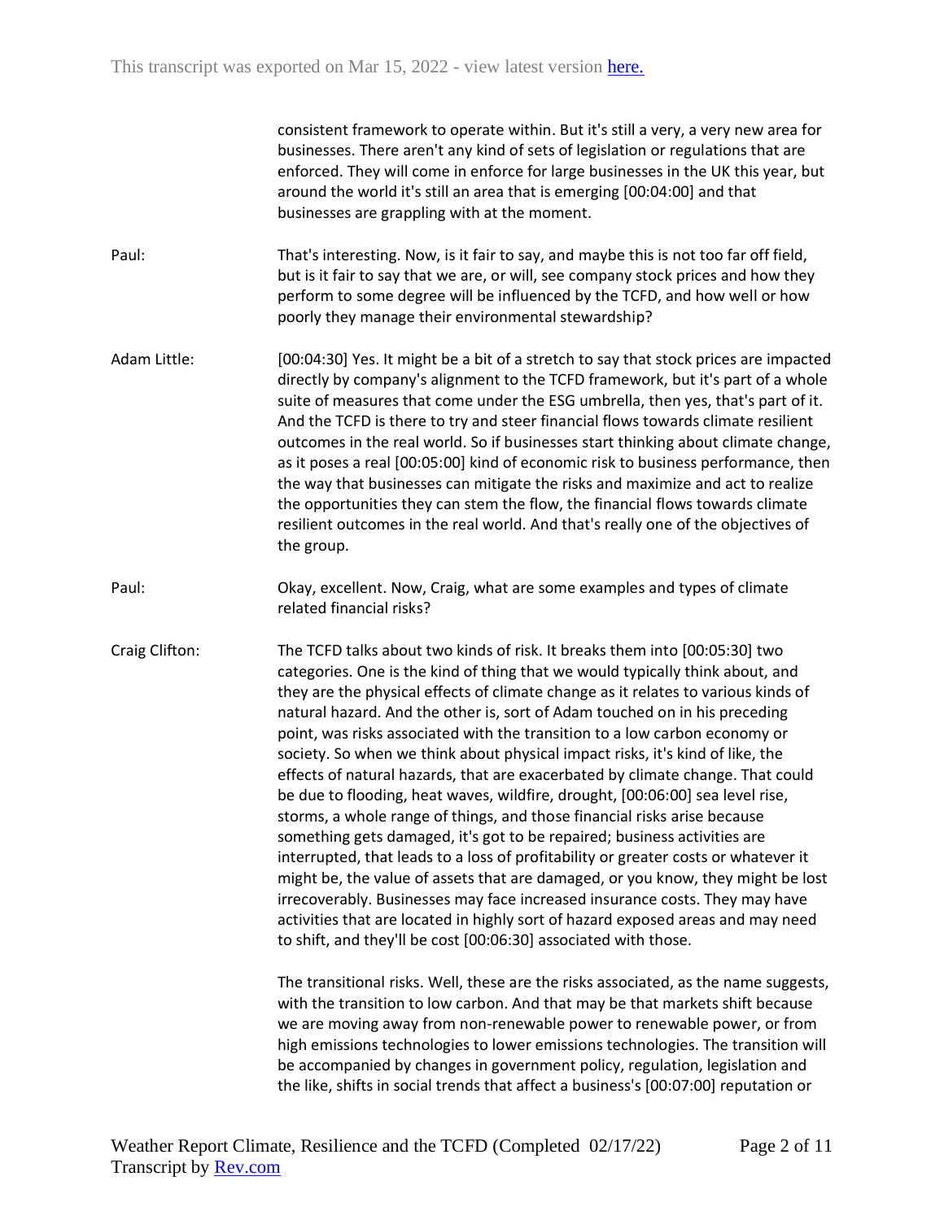consistent framework to operate within. But it's still a very, a very new area for businesses. There aren't any kind of sets of legislation or regulations that are enforced. They will come in enforce for large businesses in the UK this year, but around the world it's still an area that is emerging [00:04:00] and that businesses are grappling with at the moment.

**Paul:** That's interesting. Now, is it fair to say, and maybe this is not too far off field, but is it fair to say that we are, or will, see company stock prices and how they perform to some degree will be influenced by the TCFD, and how well or how poorly they manage their environmental stewardship?

**Adam Little:** [00:04:30] Yes. It might be a bit of a stretch to say that stock prices are impacted directly by company's alignment to the TCFD framework, but it's part of a whole suite of measures that come under the ESG umbrella, then yes, that's part of it. And the TCFD is there to try and steer financial flows towards climate resilient outcomes in the real world. So if businesses start thinking about climate change, as it poses a real [00:05:00] kind of economic risk to business performance, then the way that businesses can mitigate the risks and maximize and act to realize the opportunities they can stem the flow, the financial flows towards climate resilient outcomes in the real world. And that's really one of the objectives of the group.

**Paul:** Okay, excellent. Now, Craig, what are some examples and types of climate related financial risks?

**Craig Clifton:** The TCFD talks about two kinds of risk. It breaks them into [00:05:30] two categories. One is the kind of thing that we would typically think about, and they are the physical effects of climate change as it relates to various kinds of natural hazard. And the other is, sort of Adam touched on in his preceding point, was risks associated with the transition to a low carbon economy or society. So when we think about physical impact risks, it's kind of like, the effects of natural hazards, that are exacerbated by climate change. That could be due to flooding, heat waves, wildfire, drought, [00:06:00] sea level rise, storms, a whole range of things, and those financial risks arise because something gets damaged, it's got to be repaired; business activities are interrupted, that leads to a loss of profitability or greater costs or whatever it might be, the value of assets that are damaged, or you know, they might be lost irrecoverably. Businesses may face increased insurance costs. They may have activities that are located in highly sort of hazard exposed areas and may need to shift, and they'll be cost [00:06:30] associated with those.

The transitional risks. Well, these are the risks associated, as the name suggests, with the transition to low carbon. And that may be that markets shift because we are moving away from non-renewable power to renewable power, or from high emissions technologies to lower emissions technologies. The transition will be accompanied by changes in government policy, regulation, legislation and the like, shifts in social trends that affect a business's [00:07:00] reputation or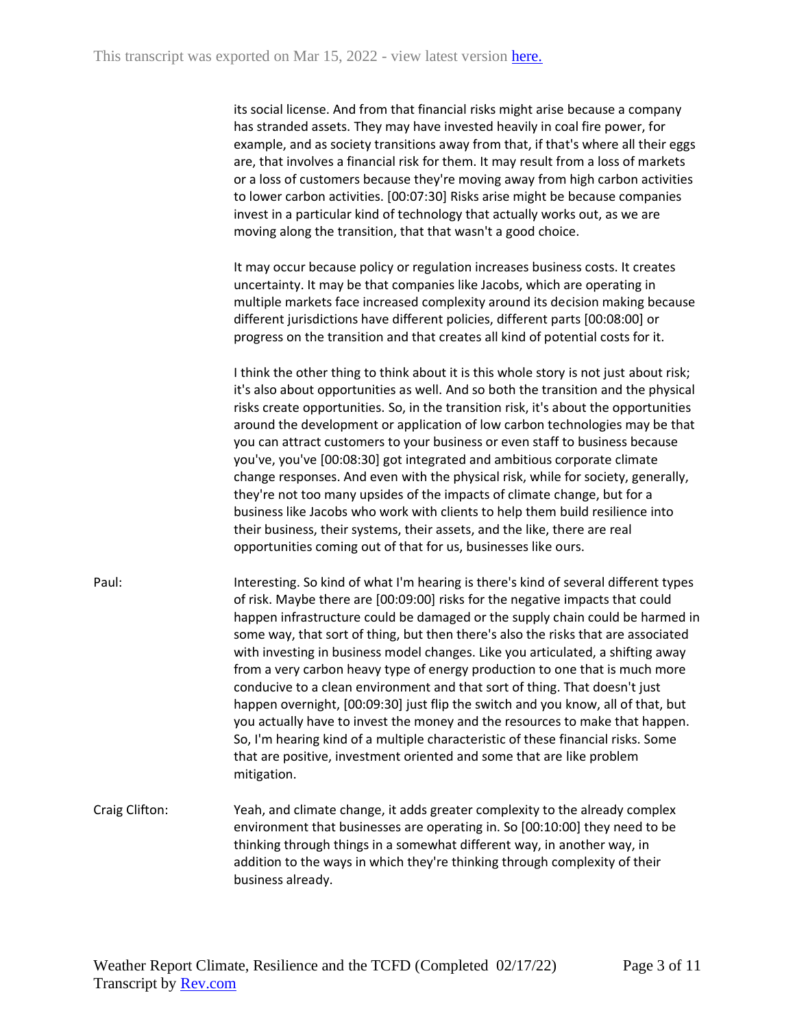its social license. And from that financial risks might arise because a company has stranded assets. They may have invested heavily in coal fire power, for example, and as society transitions away from that, if that's where all their eggs are, that involves a financial risk for them. It may result from a loss of markets or a loss of customers because they're moving away from high carbon activities to lower carbon activities. [00:07:30] Risks arise might be because companies invest in a particular kind of technology that actually works out, as we are moving along the transition, that that wasn't a good choice.

It may occur because policy or regulation increases business costs. It creates uncertainty. It may be that companies like Jacobs, which are operating in multiple markets face increased complexity around its decision making because different jurisdictions have different policies, different parts [00:08:00] or progress on the transition and that creates all kind of potential costs for it.

I think the other thing to think about it is this whole story is not just about risk; it's also about opportunities as well. And so both the transition and the physical risks create opportunities. So, in the transition risk, it's about the opportunities around the development or application of low carbon technologies may be that you can attract customers to your business or even staff to business because you've, you've [00:08:30] got integrated and ambitious corporate climate change responses. And even with the physical risk, while for society, generally, they're not too many upsides of the impacts of climate change, but for a business like Jacobs who work with clients to help them build resilience into their business, their systems, their assets, and the like, there are real opportunities coming out of that for us, businesses like ours.

**Paul:** Interesting. So kind of what I'm hearing is there's kind of several different types of risk. Maybe there are [00:09:00] risks for the negative impacts that could happen infrastructure could be damaged or the supply chain could be harmed in some way, that sort of thing, but then there's also the risks that are associated with investing in business model changes. Like you articulated, a shifting away from a very carbon heavy type of energy production to one that is much more conducive to a clean environment and that sort of thing. That doesn't just happen overnight, [00:09:30] just flip the switch and you know, all of that, but you actually have to invest the money and the resources to make that happen. So, I'm hearing kind of a multiple characteristic of these financial risks. Some that are positive, investment oriented and some that are like problem mitigation.

**Craig Clifton:** Yeah, and climate change, it adds greater complexity to the already complex environment that businesses are operating in. So [00:10:00] they need to be thinking through things in a somewhat different way, in another way, in addition to the ways in which they're thinking through complexity of their business already.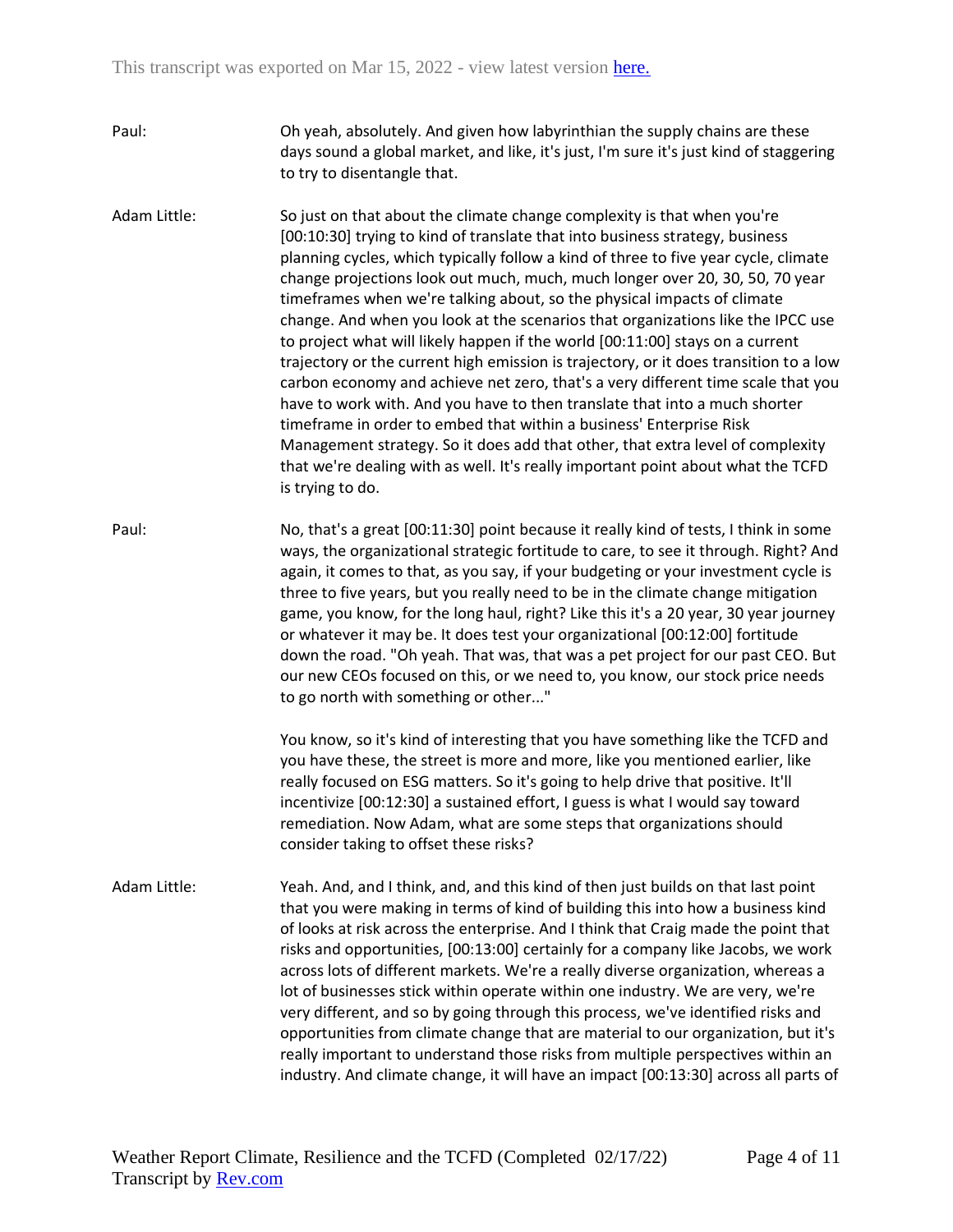Paul: Oh yeah, absolutely. And given how labyrinthian the supply chains are these days sound a global market, and like, it's just, I'm sure it's just kind of staggering to try to disentangle that.

Adam Little: So just on that about the climate change complexity is that when you're [00:10:30] trying to kind of translate that into business strategy, business planning cycles, which typically follow a kind of three to five year cycle, climate change projections look out much, much, much longer over 20, 30, 50, 70 year timeframes when we're talking about, so the physical impacts of climate change. And when you look at the scenarios that organizations like the IPCC use to project what will likely happen if the world [00:11:00] stays on a current trajectory or the current high emission is trajectory, or it does transition to a low carbon economy and achieve net zero, that's a very different time scale that you have to work with. And you have to then translate that into a much shorter timeframe in order to embed that within a business' Enterprise Risk Management strategy. So it does add that other, that extra level of complexity that we're dealing with as well. It's really important point about what the TCFD is trying to do.

Paul: No, that's a great [00:11:30] point because it really kind of tests, I think in some ways, the organizational strategic fortitude to care, to see it through. Right? And again, it comes to that, as you say, if your budgeting or your investment cycle is three to five years, but you really need to be in the climate change mitigation game, you know, for the long haul, right? Like this it's a 20 year, 30 year journey or whatever it may be. It does test your organizational [00:12:00] fortitude down the road. "Oh yeah. That was, that was a pet project for our past CEO. But our new CEOs focused on this, or we need to, you know, our stock price needs to go north with something or other..."

You know, so it's kind of interesting that you have something like the TCFD and you have these, the street is more and more, like you mentioned earlier, like really focused on ESG matters. So it's going to help drive that positive. It'll incentivize [00:12:30] a sustained effort, I guess is what I would say toward remediation. Now Adam, what are some steps that organizations should consider taking to offset these risks?

Adam Little: Yeah. And, and I think, and, and this kind of then just builds on that last point that you were making in terms of kind of building this into how a business kind of looks at risk across the enterprise. And I think that Craig made the point that risks and opportunities, [00:13:00] certainly for a company like Jacobs, we work across lots of different markets. We're a really diverse organization, whereas a lot of businesses stick within operate within one industry. We are very, we're very different, and so by going through this process, we've identified risks and opportunities from climate change that are material to our organization, but it's really important to understand those risks from multiple perspectives within an industry. And climate change, it will have an impact [00:13:30] across all parts of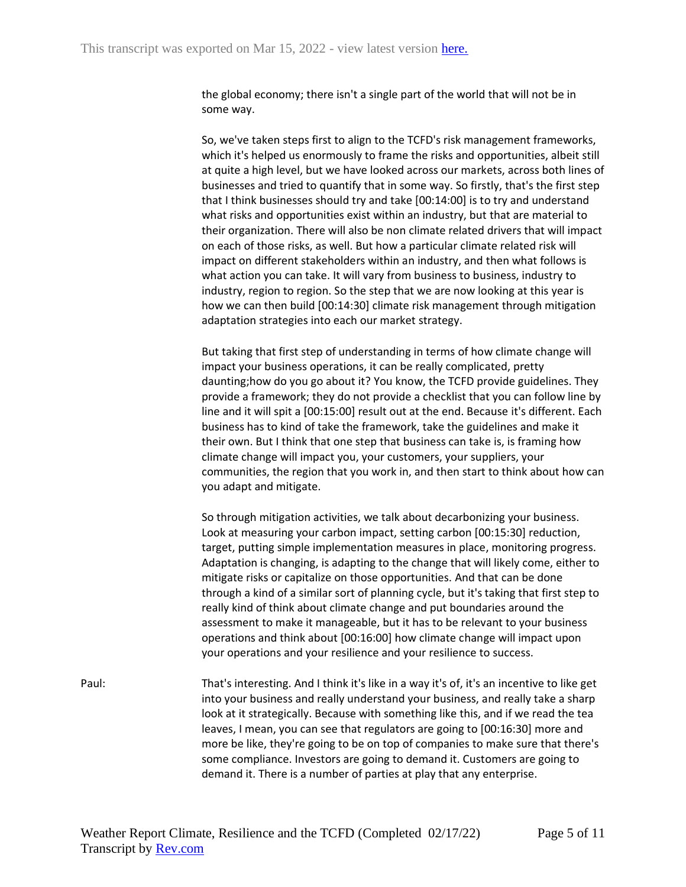the global economy; there isn't a single part of the world that will not be in some way.

So, we've taken steps first to align to the TCFD's risk management frameworks, which it's helped us enormously to frame the risks and opportunities, albeit still at quite a high level, but we have looked across our markets, across both lines of businesses and tried to quantify that in some way. So firstly, that's the first step that I think businesses should try and take [00:14:00] is to try and understand what risks and opportunities exist within an industry, but that are material to their organization. There will also be non climate related drivers that will impact on each of those risks, as well. But how a particular climate related risk will impact on different stakeholders within an industry, and then what follows is what action you can take. It will vary from business to business, industry to industry, region to region. So the step that we are now looking at this year is how we can then build [00:14:30] climate risk management through mitigation adaptation strategies into each our market strategy.

But taking that first step of understanding in terms of how climate change will impact your business operations, it can be really complicated, pretty daunting;how do you go about it? You know, the TCFD provide guidelines. They provide a framework; they do not provide a checklist that you can follow line by line and it will spit a [00:15:00] result out at the end. Because it's different. Each business has to kind of take the framework, take the guidelines and make it their own. But I think that one step that business can take is, is framing how climate change will impact you, your customers, your suppliers, your communities, the region that you work in, and then start to think about how can you adapt and mitigate.

So through mitigation activities, we talk about decarbonizing your business. Look at measuring your carbon impact, setting carbon [00:15:30] reduction, target, putting simple implementation measures in place, monitoring progress. Adaptation is changing, is adapting to the change that will likely come, either to mitigate risks or capitalize on those opportunities. And that can be done through a kind of a similar sort of planning cycle, but it's taking that first step to really kind of think about climate change and put boundaries around the assessment to make it manageable, but it has to be relevant to your business operations and think about [00:16:00] how climate change will impact upon your operations and your resilience and your resilience to success.

Paul: That's interesting. And I think it's like in a way it's of, it's an incentive to like get into your business and really understand your business, and really take a sharp look at it strategically. Because with something like this, and if we read the tea leaves, I mean, you can see that regulators are going to [00:16:30] more and more be like, they're going to be on top of companies to make sure that there's some compliance. Investors are going to demand it. Customers are going to demand it. There is a number of parties at play that any enterprise.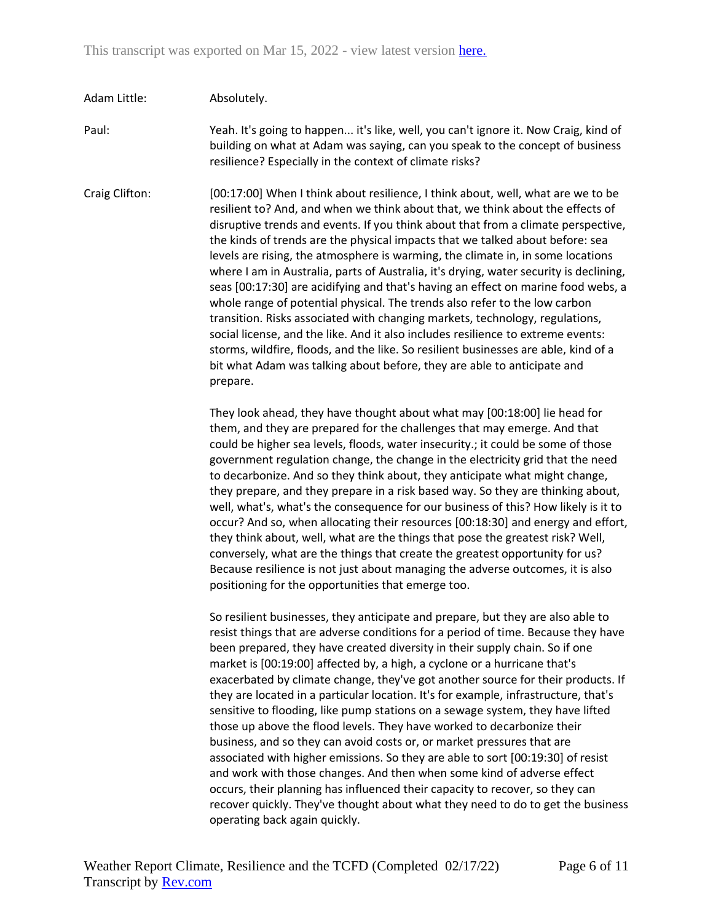**Adam Little:** Absolutely.

**Paul:** Yeah. It's going to happen... it's like, well, you can't ignore it. Now Craig, kind of building on what at Adam was saying, can you speak to the concept of business resilience? Especially in the context of climate risks?

**Craig Clifton:** [00:17:00] When I think about resilience, I think about, well, what are we to be resilient to? And, and when we think about that, we think about the effects of disruptive trends and events. If you think about that from a climate perspective, the kinds of trends are the physical impacts that we talked about before: sea levels are rising, the atmosphere is warming, the climate in, in some locations where I am in Australia, parts of Australia, it's drying, water security is declining, seas [00:17:30] are acidifying and that's having an effect on marine food webs, a whole range of potential physical. The trends also refer to the low carbon transition. Risks associated with changing markets, technology, regulations, social license, and the like. And it also includes resilience to extreme events: storms, wildfire, floods, and the like. So resilient businesses are able, kind of a bit what Adam was talking about before, they are able to anticipate and prepare.

They look ahead, they have thought about what may [00:18:00] lie head for them, and they are prepared for the challenges that may emerge. And that could be higher sea levels, floods, water insecurity.; it could be some of those government regulation change, the change in the electricity grid that the need to decarbonize. And so they think about, they anticipate what might change, they prepare, and they prepare in a risk based way. So they are thinking about, well, what's, what's the consequence for our business of this? How likely is it to occur? And so, when allocating their resources [00:18:30] and energy and effort, they think about, well, what are the things that pose the greatest risk? Well, conversely, what are the things that create the greatest opportunity for us? Because resilience is not just about managing the adverse outcomes, it is also positioning for the opportunities that emerge too.

So resilient businesses, they anticipate and prepare, but they are also able to resist things that are adverse conditions for a period of time. Because they have been prepared, they have created diversity in their supply chain. So if one market is [00:19:00] affected by, a high, a cyclone or a hurricane that's exacerbated by climate change, they've got another source for their products. If they are located in a particular location. It's for example, infrastructure, that's sensitive to flooding, like pump stations on a sewage system, they have lifted those up above the flood levels. They have worked to decarbonize their business, and so they can avoid costs or, or market pressures that are associated with higher emissions. So they are able to sort [00:19:30] of resist and work with those changes. And then when some kind of adverse effect occurs, their planning has influenced their capacity to recover, so they can recover quickly. They've thought about what they need to do to get the business operating back again quickly.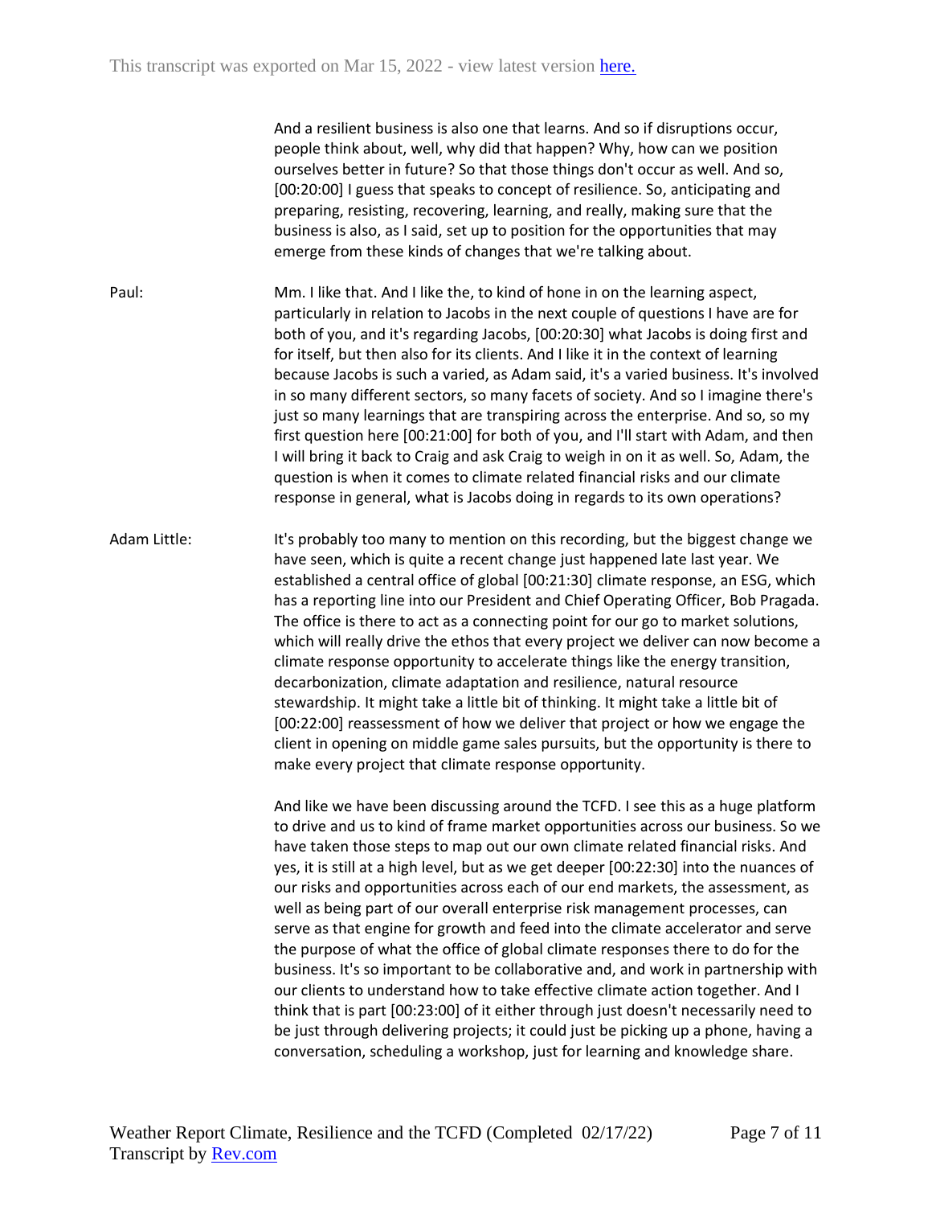And a resilient business is also one that learns. And so if disruptions occur, people think about, well, why did that happen? Why, how can we position ourselves better in future? So that those things don't occur as well. And so, [00:20:00] I guess that speaks to concept of resilience. So, anticipating and preparing, resisting, recovering, learning, and really, making sure that the business is also, as I said, set up to position for the opportunities that may emerge from these kinds of changes that we're talking about.

Paul: Mm. I like that. And I like the, to kind of hone in on the learning aspect, particularly in relation to Jacobs in the next couple of questions I have are for both of you, and it's regarding Jacobs, [00:20:30] what Jacobs is doing first and for itself, but then also for its clients. And I like it in the context of learning because Jacobs is such a varied, as Adam said, it's a varied business. It's involved in so many different sectors, so many facets of society. And so I imagine there's just so many learnings that are transpiring across the enterprise. And so, so my first question here [00:21:00] for both of you, and I'll start with Adam, and then I will bring it back to Craig and ask Craig to weigh in on it as well. So, Adam, the question is when it comes to climate related financial risks and our climate response in general, what is Jacobs doing in regards to its own operations?

Adam Little: It's probably too many to mention on this recording, but the biggest change we have seen, which is quite a recent change just happened late last year. We established a central office of global [00:21:30] climate response, an ESG, which has a reporting line into our President and Chief Operating Officer, Bob Pragada. The office is there to act as a connecting point for our go to market solutions, which will really drive the ethos that every project we deliver can now become a climate response opportunity to accelerate things like the energy transition, decarbonization, climate adaptation and resilience, natural resource stewardship. It might take a little bit of thinking. It might take a little bit of [00:22:00] reassessment of how we deliver that project or how we engage the client in opening on middle game sales pursuits, but the opportunity is there to make every project that climate response opportunity.

And like we have been discussing around the TCFD. I see this as a huge platform to drive and us to kind of frame market opportunities across our business. So we have taken those steps to map out our own climate related financial risks. And yes, it is still at a high level, but as we get deeper [00:22:30] into the nuances of our risks and opportunities across each of our end markets, the assessment, as well as being part of our overall enterprise risk management processes, can serve as that engine for growth and feed into the climate accelerator and serve the purpose of what the office of global climate responses there to do for the business. It's so important to be collaborative and, and work in partnership with our clients to understand how to take effective climate action together. And I think that is part [00:23:00] of it either through just doesn't necessarily need to be just through delivering projects; it could just be picking up a phone, having a conversation, scheduling a workshop, just for learning and knowledge share.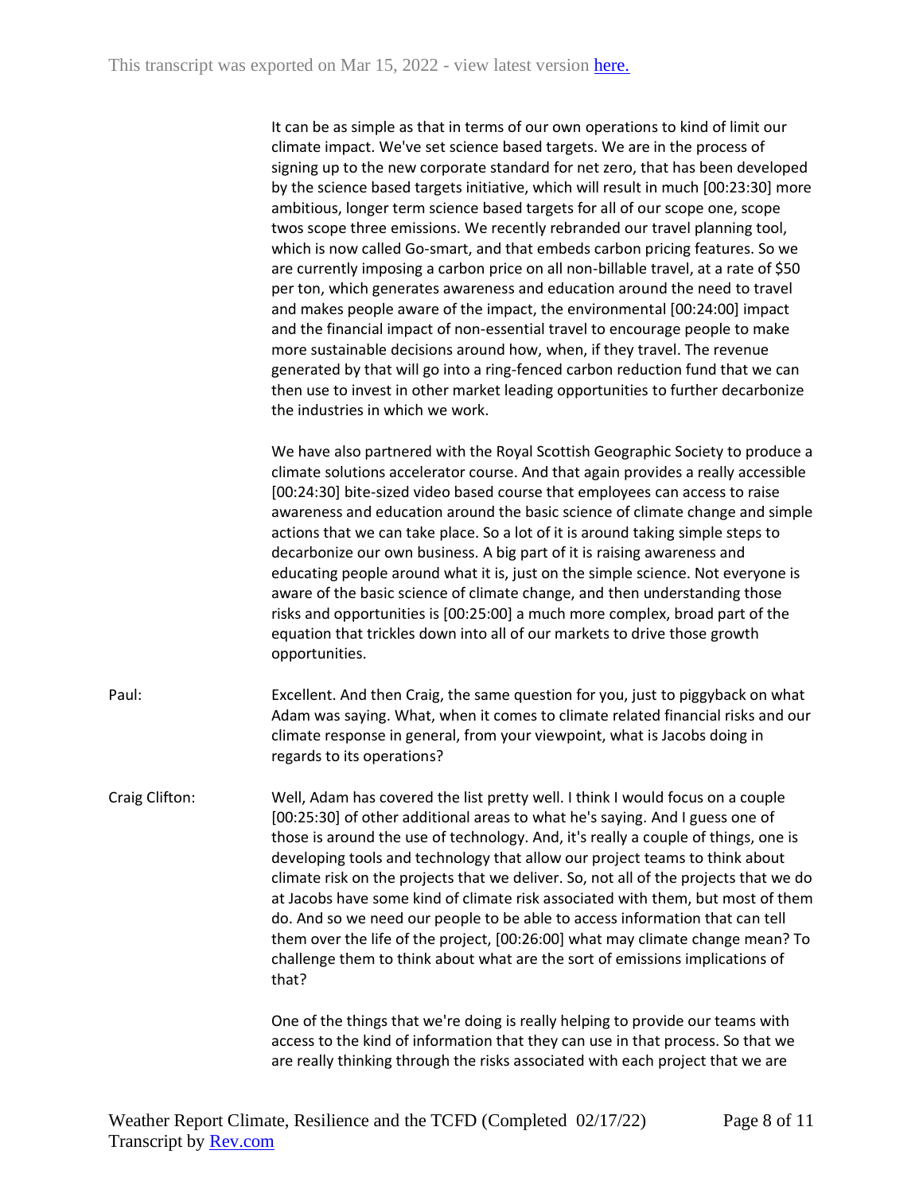It can be as simple as that in terms of our own operations to kind of limit our climate impact. We've set science based targets. We are in the process of signing up to the new corporate standard for net zero, that has been developed by the science based targets initiative, which will result in much [00:23:30] more ambitious, longer term science based targets for all of our scope one, scope twos scope three emissions. We recently rebranded our travel planning tool, which is now called Go-smart, and that embeds carbon pricing features. So we are currently imposing a carbon price on all non-billable travel, at a rate of $50 per ton, which generates awareness and education around the need to travel and makes people aware of the impact, the environmental [00:24:00] impact and the financial impact of non-essential travel to encourage people to make more sustainable decisions around how, when, if they travel. The revenue generated by that will go into a ring-fenced carbon reduction fund that we can then use to invest in other market leading opportunities to further decarbonize the industries in which we work.

We have also partnered with the Royal Scottish Geographic Society to produce a climate solutions accelerator course. And that again provides a really accessible [00:24:30] bite-sized video based course that employees can access to raise awareness and education around the basic science of climate change and simple actions that we can take place. So a lot of it is around taking simple steps to decarbonize our own business. A big part of it is raising awareness and educating people around what it is, just on the simple science. Not everyone is aware of the basic science of climate change, and then understanding those risks and opportunities is [00:25:00] a much more complex, broad part of the equation that trickles down into all of our markets to drive those growth opportunities.

Paul: Excellent. And then Craig, the same question for you, just to piggyback on what Adam was saying. What, when it comes to climate related financial risks and our climate response in general, from your viewpoint, what is Jacobs doing in regards to its operations?

Craig Clifton: Well, Adam has covered the list pretty well. I think I would focus on a couple [00:25:30] of other additional areas to what he's saying. And I guess one of those is around the use of technology. And, it's really a couple of things, one is developing tools and technology that allow our project teams to think about climate risk on the projects that we deliver. So, not all of the projects that we do at Jacobs have some kind of climate risk associated with them, but most of them do. And so we need our people to be able to access information that can tell them over the life of the project, [00:26:00] what may climate change mean? To challenge them to think about what are the sort of emissions implications of that?

One of the things that we're doing is really helping to provide our teams with access to the kind of information that they can use in that process. So that we are really thinking through the risks associated with each project that we are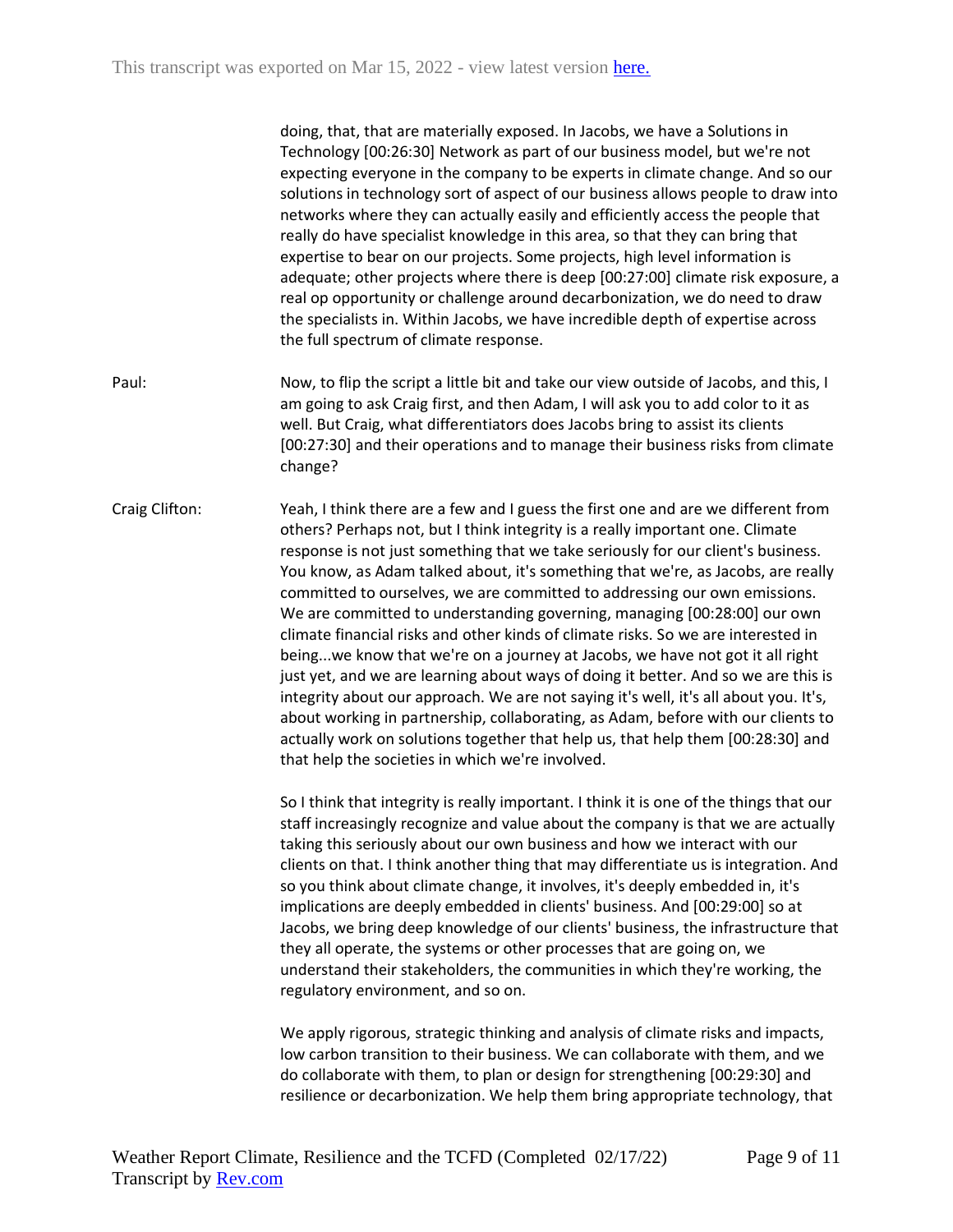doing, that, that are materially exposed. In Jacobs, we have a Solutions in Technology [00:26:30] Network as part of our business model, but we're not expecting everyone in the company to be experts in climate change. And so our solutions in technology sort of aspect of our business allows people to draw into networks where they can actually easily and efficiently access the people that really do have specialist knowledge in this area, so that they can bring that expertise to bear on our projects. Some projects, high level information is adequate; other projects where there is deep [00:27:00] climate risk exposure, a real op opportunity or challenge around decarbonization, we do need to draw the specialists in. Within Jacobs, we have incredible depth of expertise across the full spectrum of climate response.

Paul: Now, to flip the script a little bit and take our view outside of Jacobs, and this, I am going to ask Craig first, and then Adam, I will ask you to add color to it as well. But Craig, what differentiators does Jacobs bring to assist its clients [00:27:30] and their operations and to manage their business risks from climate change?

Craig Clifton: Yeah, I think there are a few and I guess the first one and are we different from others? Perhaps not, but I think integrity is a really important one. Climate response is not just something that we take seriously for our client's business. You know, as Adam talked about, it's something that we're, as Jacobs, are really committed to ourselves, we are committed to addressing our own emissions. We are committed to understanding governing, managing [00:28:00] our own climate financial risks and other kinds of climate risks. So we are interested in being...we know that we're on a journey at Jacobs, we have not got it all right just yet, and we are learning about ways of doing it better. And so we are this is integrity about our approach. We are not saying it's well, it's all about you. It's, about working in partnership, collaborating, as Adam, before with our clients to actually work on solutions together that help us, that help them [00:28:30] and that help the societies in which we're involved.

So I think that integrity is really important. I think it is one of the things that our staff increasingly recognize and value about the company is that we are actually taking this seriously about our own business and how we interact with our clients on that. I think another thing that may differentiate us is integration. And so you think about climate change, it involves, it's deeply embedded in, it's implications are deeply embedded in clients' business. And [00:29:00] so at Jacobs, we bring deep knowledge of our clients' business, the infrastructure that they all operate, the systems or other processes that are going on, we understand their stakeholders, the communities in which they're working, the regulatory environment, and so on.

We apply rigorous, strategic thinking and analysis of climate risks and impacts, low carbon transition to their business. We can collaborate with them, and we do collaborate with them, to plan or design for strengthening [00:29:30] and resilience or decarbonization. We help them bring appropriate technology, that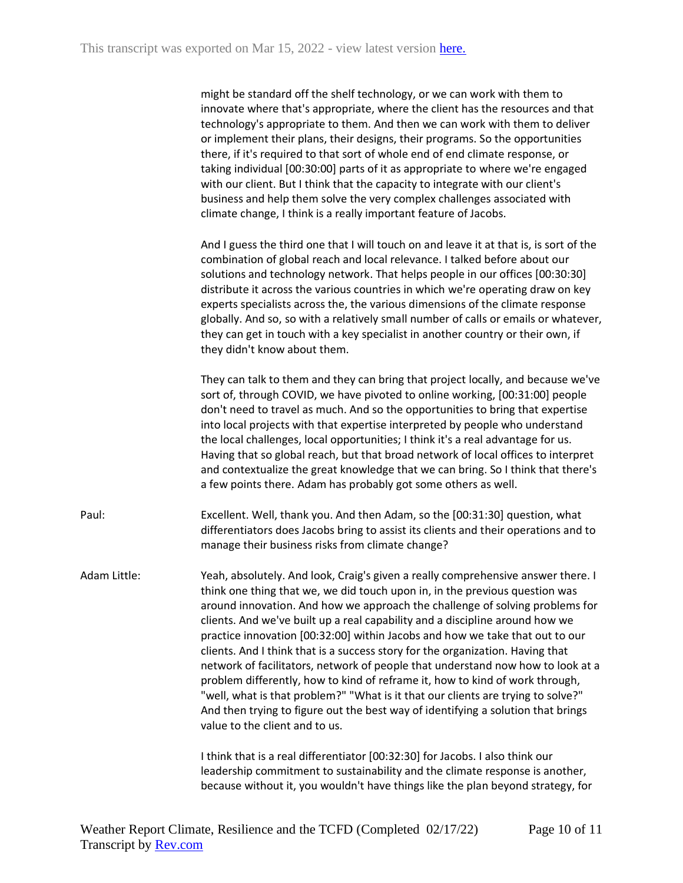might be standard off the shelf technology, or we can work with them to innovate where that's appropriate, where the client has the resources and that technology's appropriate to them. And then we can work with them to deliver or implement their plans, their designs, their programs. So the opportunities there, if it's required to that sort of whole end of end climate response, or taking individual [00:30:00] parts of it as appropriate to where we're engaged with our client. But I think that the capacity to integrate with our client's business and help them solve the very complex challenges associated with climate change, I think is a really important feature of Jacobs.

And I guess the third one that I will touch on and leave it at that is, is sort of the combination of global reach and local relevance. I talked before about our solutions and technology network. That helps people in our offices [00:30:30] distribute it across the various countries in which we're operating draw on key experts specialists across the, the various dimensions of the climate response globally. And so, so with a relatively small number of calls or emails or whatever, they can get in touch with a key specialist in another country or their own, if they didn't know about them.

They can talk to them and they can bring that project locally, and because we've sort of, through COVID, we have pivoted to online working, [00:31:00] people don't need to travel as much. And so the opportunities to bring that expertise into local projects with that expertise interpreted by people who understand the local challenges, local opportunities; I think it's a real advantage for us. Having that so global reach, but that broad network of local offices to interpret and contextualize the great knowledge that we can bring. So I think that there's a few points there. Adam has probably got some others as well.

Paul: Excellent. Well, thank you. And then Adam, so the [00:31:30] question, what differentiators does Jacobs bring to assist its clients and their operations and to manage their business risks from climate change?

Adam Little: Yeah, absolutely. And look, Craig's given a really comprehensive answer there. I think one thing that we, we did touch upon in, in the previous question was around innovation. And how we approach the challenge of solving problems for clients. And we've built up a real capability and a discipline around how we practice innovation [00:32:00] within Jacobs and how we take that out to our clients. And I think that is a success story for the organization. Having that network of facilitators, network of people that understand now how to look at a problem differently, how to kind of reframe it, how to kind of work through, "well, what is that problem?" "What is it that our clients are trying to solve?" And then trying to figure out the best way of identifying a solution that brings value to the client and to us.

I think that is a real differentiator [00:32:30] for Jacobs. I also think our leadership commitment to sustainability and the climate response is another, because without it, you wouldn't have things like the plan beyond strategy, for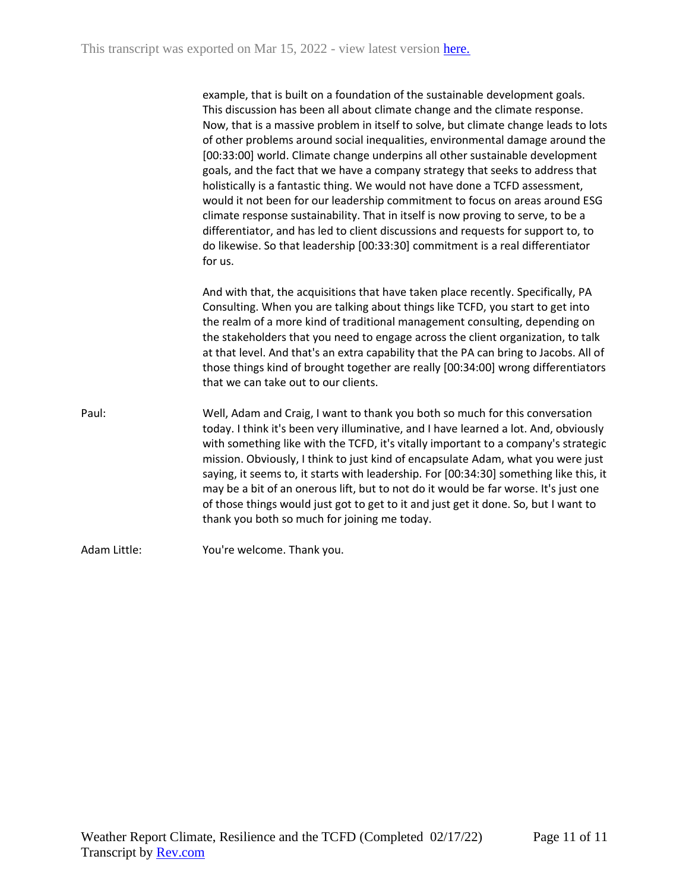example, that is built on a foundation of the sustainable development goals. This discussion has been all about climate change and the climate response. Now, that is a massive problem in itself to solve, but climate change leads to lots of other problems around social inequalities, environmental damage around the [00:33:00] world. Climate change underpins all other sustainable development goals, and the fact that we have a company strategy that seeks to address that holistically is a fantastic thing. We would not have done a TCFD assessment, would it not been for our leadership commitment to focus on areas around ESG climate response sustainability. That in itself is now proving to serve, to be a differentiator, and has led to client discussions and requests for support to, to do likewise. So that leadership [00:33:30] commitment is a real differentiator for us.

And with that, the acquisitions that have taken place recently. Specifically, PA Consulting. When you are talking about things like TCFD, you start to get into the realm of a more kind of traditional management consulting, depending on the stakeholders that you need to engage across the client organization, to talk at that level. And that's an extra capability that the PA can bring to Jacobs. All of those things kind of brought together are really [00:34:00] wrong differentiators that we can take out to our clients.

Paul: Well, Adam and Craig, I want to thank you both so much for this conversation today. I think it's been very illuminative, and I have learned a lot. And, obviously with something like with the TCFD, it's vitally important to a company's strategic mission. Obviously, I think to just kind of encapsulate Adam, what you were just saying, it seems to, it starts with leadership. For [00:34:30] something like this, it may be a bit of an onerous lift, but to not do it would be far worse. It's just one of those things would just got to get to it and just get it done. So, but I want to thank you both so much for joining me today.

Adam Little: You're welcome. Thank you.